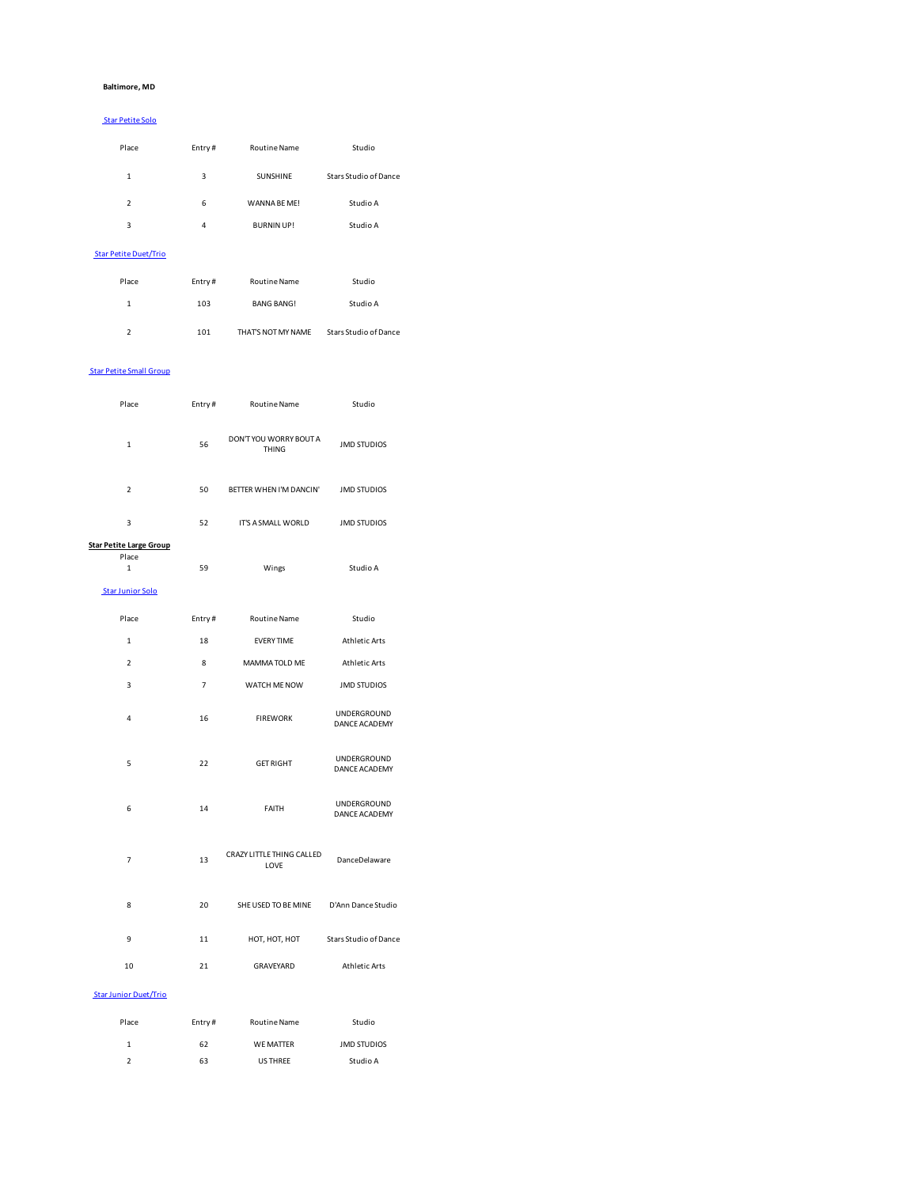**Baltimore, MD**

Star Petite Solo

| Place | Entry # | Routine Name | Studio |
|---|---|---|---|
| 1 | 3 | SUNSHINE | Stars Studio of Dance |
| 2 | 6 | WANNA BE ME! | Studio A |
| 3 | 4 | BURNIN UP! | Studio A |

Star Petite Duet/Trio

| Place | Entry # | Routine Name | Studio |
|---|---|---|---|
| 1 | 103 | BANG BANG! | Studio A |
| 2 | 101 | THAT'S NOT MY NAME | Stars Studio of Dance |

Star Petite Small Group

| Place | Entry # | Routine Name | Studio |
|---|---|---|---|
| 1 | 56 | DON'T YOU WORRY BOUT A THING | JMD STUDIOS |
| 2 | 50 | BETTER WHEN I'M DANCIN' | JMD STUDIOS |
| 3 | 52 | IT'S A SMALL WORLD | JMD STUDIOS |

**Star Petite Large Group**

| Place | | | |
|---|---|---|---|
| 1 | 59 | Wings | Studio A |

Star Junior Solo

| Place | Entry # | Routine Name | Studio |
|---|---|---|---|
| 1 | 18 | EVERY TIME | Athletic Arts |
| 2 | 8 | MAMMA TOLD ME | Athletic Arts |
| 3 | 7 | WATCH ME NOW | JMD STUDIOS |
| 4 | 16 | FIREWORK | UNDERGROUND DANCE ACADEMY |
| 5 | 22 | GET RIGHT | UNDERGROUND DANCE ACADEMY |
| 6 | 14 | FAITH | UNDERGROUND DANCE ACADEMY |
| 7 | 13 | CRAZY LITTLE THING CALLED LOVE | DanceDelaware |
| 8 | 20 | SHE USED TO BE MINE | D'Ann Dance Studio |
| 9 | 11 | HOT, HOT, HOT | Stars Studio of Dance |
| 10 | 21 | GRAVEYARD | Athletic Arts |

Star Junior Duet/Trio

| Place | Entry # | Routine Name | Studio |
|---|---|---|---|
| 1 | 62 | WE MATTER | JMD STUDIOS |
| 2 | 63 | US THREE | Studio A |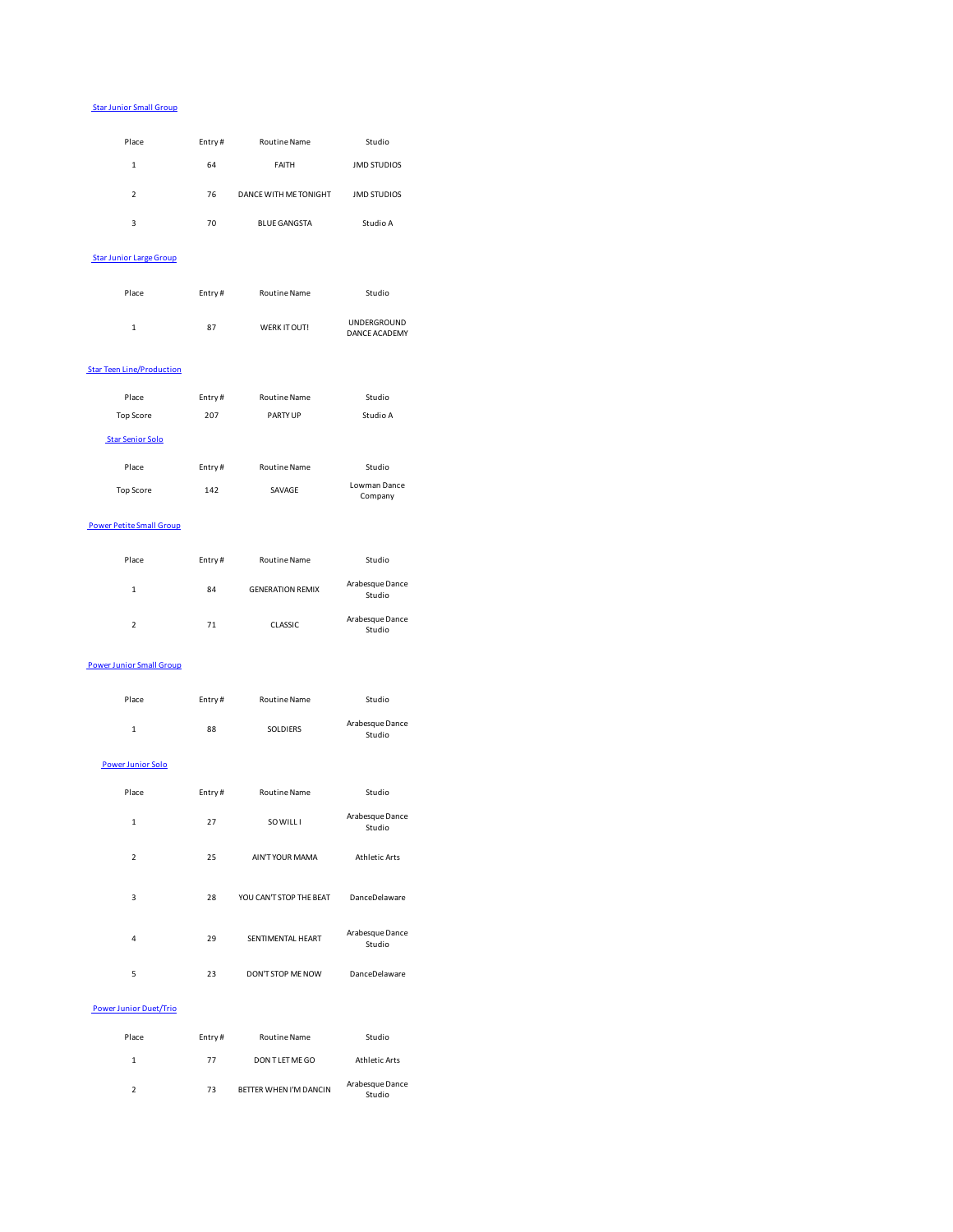[Star Junior Small Group]

| Place | Entry # | Routine Name | Studio |
| --- | --- | --- | --- |
| 1 | 64 | FAITH | JMD STUDIOS |
| 2 | 76 | DANCE WITH ME TONIGHT | JMD STUDIOS |
| 3 | 70 | BLUE GANGSTA | Studio A |

[Star Junior Large Group]

| Place | Entry # | Routine Name | Studio |
| --- | --- | --- | --- |
| 1 | 87 | WERK IT OUT! | UNDERGROUND DANCE ACADEMY |

[Star Teen Line/Production]

| Place | Entry # | Routine Name | Studio |
| --- | --- | --- | --- |
| Top Score | 207 | PARTY UP | Studio A |

[Star Senior Solo]

| Place | Entry # | Routine Name | Studio |
| --- | --- | --- | --- |
| Top Score | 142 | SAVAGE | Lowman Dance Company |

[Power Petite Small Group]

| Place | Entry # | Routine Name | Studio |
| --- | --- | --- | --- |
| 1 | 84 | GENERATION REMIX | Arabesque Dance Studio |
| 2 | 71 | CLASSIC | Arabesque Dance Studio |

[Power Junior Small Group]

| Place | Entry # | Routine Name | Studio |
| --- | --- | --- | --- |
| 1 | 88 | SOLDIERS | Arabesque Dance Studio |

[Power Junior Solo]

| Place | Entry # | Routine Name | Studio |
| --- | --- | --- | --- |
| 1 | 27 | SO WILL I | Arabesque Dance Studio |
| 2 | 25 | AIN'T YOUR MAMA | Athletic Arts |
| 3 | 28 | YOU CAN'T STOP THE BEAT | DanceDelaware |
| 4 | 29 | SENTIMENTAL HEART | Arabesque Dance Studio |
| 5 | 23 | DON'T STOP ME NOW | DanceDelaware |

[Power Junior Duet/Trio]

| Place | Entry # | Routine Name | Studio |
| --- | --- | --- | --- |
| 1 | 77 | DON T LET ME GO | Athletic Arts |
| 2 | 73 | BETTER WHEN I'M DANCIN | Arabesque Dance Studio |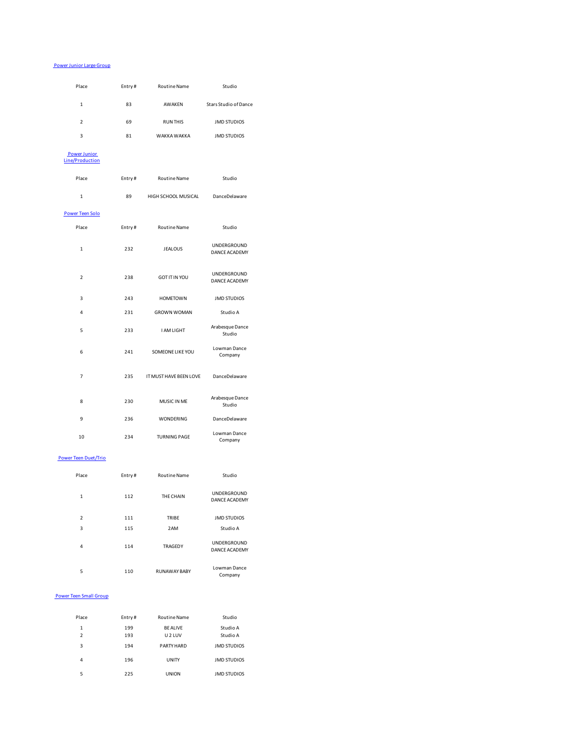## Power Junior Large Group

| Place | Entry # | Routine Name | Studio |
|---|---|---|---|
| 1 | 83 | AWAKEN | Stars Studio of Dance |
| 2 | 69 | RUN THIS | JMD STUDIOS |
| 3 | 81 | WAKKA WAKKA | JMD STUDIOS |

## Power Junior Line/Production

| Place | Entry # | Routine Name | Studio |
|---|---|---|---|
| 1 | 89 | HIGH SCHOOL MUSICAL | DanceDelaware |

## Power Teen Solo

| Place | Entry # | Routine Name | Studio |
|---|---|---|---|
| 1 | 232 | JEALOUS | UNDERGROUND DANCE ACADEMY |
| 2 | 238 | GOT IT IN YOU | UNDERGROUND DANCE ACADEMY |
| 3 | 243 | HOMETOWN | JMD STUDIOS |
| 4 | 231 | GROWN WOMAN | Studio A |
| 5 | 233 | I AM LIGHT | Arabesque Dance Studio |
| 6 | 241 | SOMEONE LIKE YOU | Lowman Dance Company |
| 7 | 235 | IT MUST HAVE BEEN LOVE | DanceDelaware |
| 8 | 230 | MUSIC IN ME | Arabesque Dance Studio |
| 9 | 236 | WONDERING | DanceDelaware |
| 10 | 234 | TURNING PAGE | Lowman Dance Company |

## Power Teen Duet/Trio

| Place | Entry # | Routine Name | Studio |
|---|---|---|---|
| 1 | 112 | THE CHAIN | UNDERGROUND DANCE ACADEMY |
| 2 | 111 | TRIBE | JMD STUDIOS |
| 3 | 115 | 2AM | Studio A |
| 4 | 114 | TRAGEDY | UNDERGROUND DANCE ACADEMY |
| 5 | 110 | RUNAWAY BABY | Lowman Dance Company |

## Power Teen Small Group

| Place | Entry # | Routine Name | Studio |
|---|---|---|---|
| 1 | 199 | BE ALIVE | Studio A |
| 2 | 193 | U 2 LUV | Studio A |
| 3 | 194 | PARTY HARD | JMD STUDIOS |
| 4 | 196 | UNITY | JMD STUDIOS |
| 5 | 225 | UNION | JMD STUDIOS |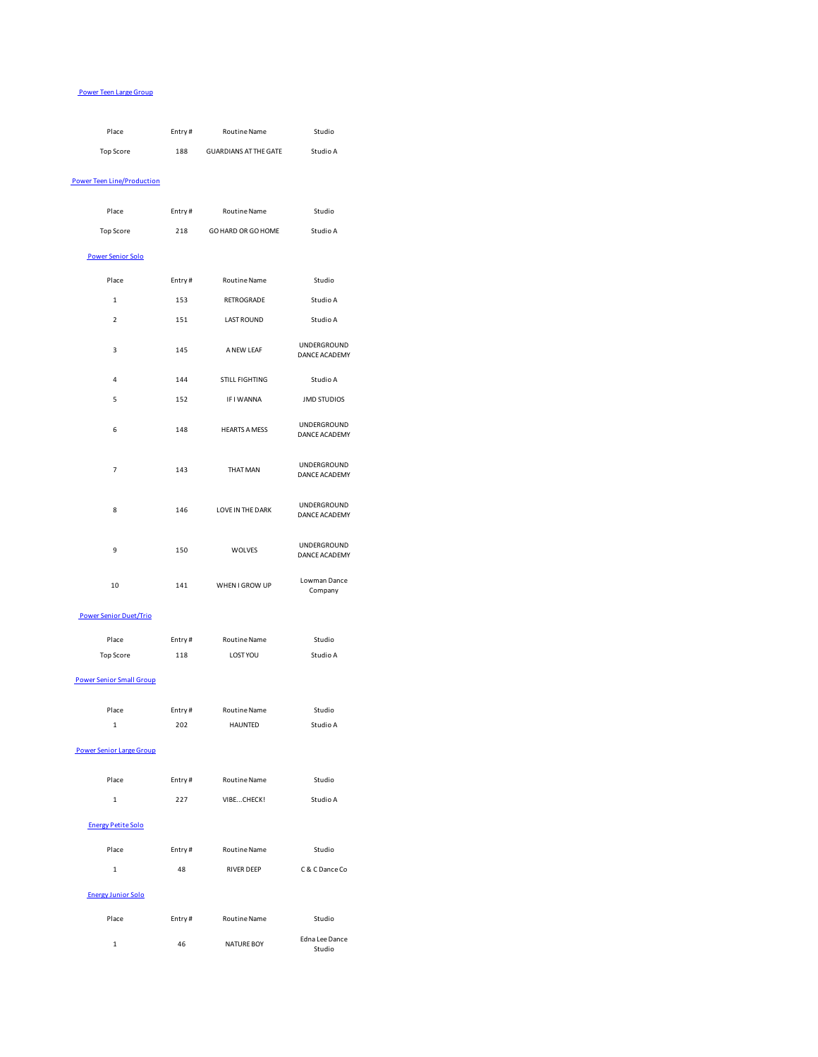[Power Teen Large Group]

| Place | Entry # | Routine Name | Studio |
|---|---|---|---|
| Top Score | 188 | GUARDIANS AT THE GATE | Studio A |

[Power Teen Line/Production]

| Place | Entry # | Routine Name | Studio |
|---|---|---|---|
| Top Score | 218 | GO HARD OR GO HOME | Studio A |

[Power Senior Solo]

| Place | Entry # | Routine Name | Studio |
|---|---|---|---|
| 1 | 153 | RETROGRADE | Studio A |
| 2 | 151 | LAST ROUND | Studio A |
| 3 | 145 | A NEW LEAF | UNDERGROUND DANCE ACADEMY |
| 4 | 144 | STILL FIGHTING | Studio A |
| 5 | 152 | IF I WANNA | JMD STUDIOS |
| 6 | 148 | HEARTS A MESS | UNDERGROUND DANCE ACADEMY |
| 7 | 143 | THAT MAN | UNDERGROUND DANCE ACADEMY |
| 8 | 146 | LOVE IN THE DARK | UNDERGROUND DANCE ACADEMY |
| 9 | 150 | WOLVES | UNDERGROUND DANCE ACADEMY |
| 10 | 141 | WHEN I GROW UP | Lowman Dance Company |

[Power Senior Duet/Trio]

| Place | Entry # | Routine Name | Studio |
|---|---|---|---|
| Top Score | 118 | LOST YOU | Studio A |

[Power Senior Small Group]

| Place | Entry # | Routine Name | Studio |
|---|---|---|---|
| 1 | 202 | HAUNTED | Studio A |

[Power Senior Large Group]

| Place | Entry # | Routine Name | Studio |
|---|---|---|---|
| 1 | 227 | VIBE...CHECK! | Studio A |

[Energy Petite Solo]

| Place | Entry # | Routine Name | Studio |
|---|---|---|---|
| 1 | 48 | RIVER DEEP | C & C Dance Co |

[Energy Junior Solo]

| Place | Entry # | Routine Name | Studio |
|---|---|---|---|
| 1 | 46 | NATURE BOY | Edna Lee Dance Studio |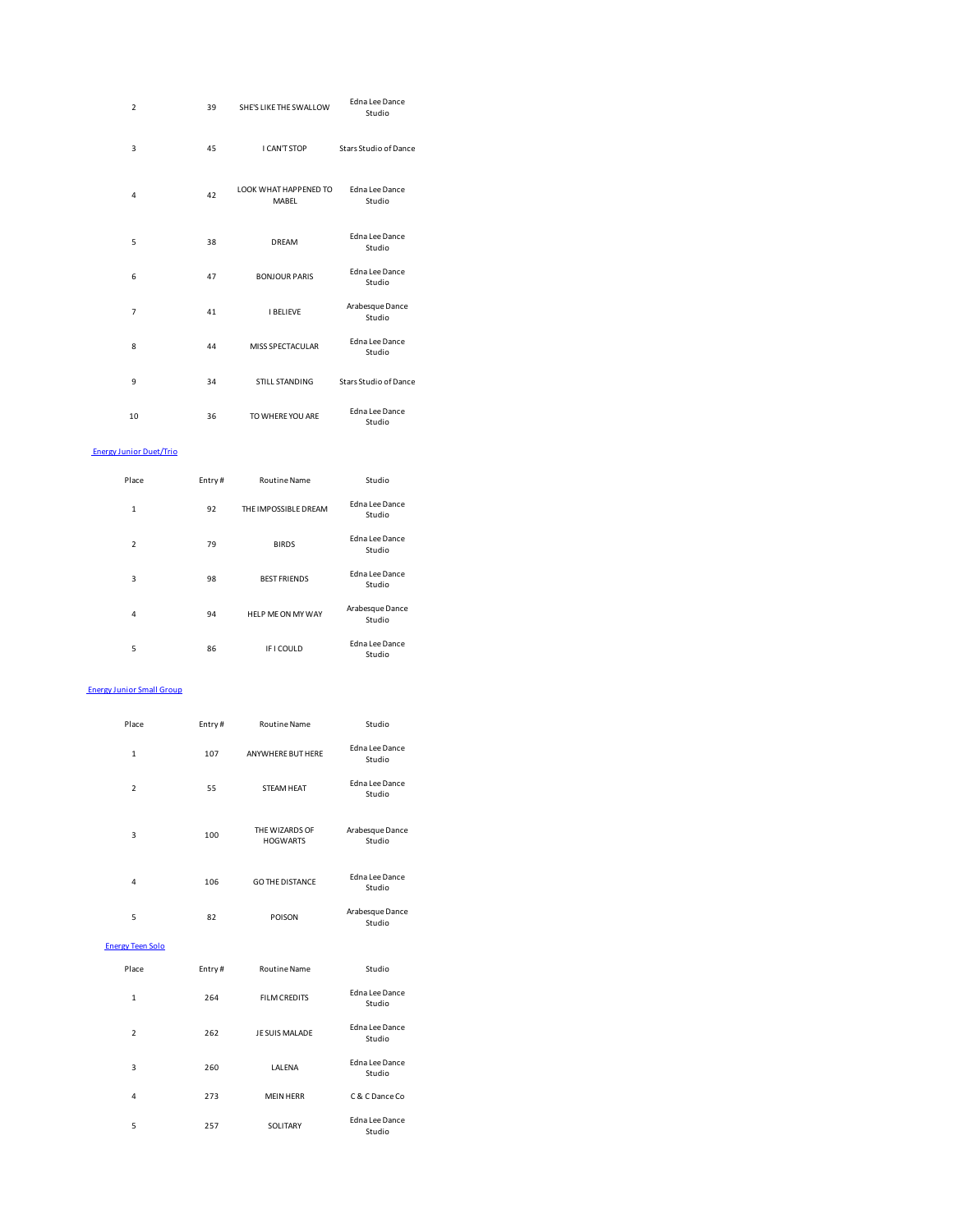| | | | |
|---|---|---|---|
| 2 | 39 | SHE'S LIKE THE SWALLOW | Edna Lee Dance Studio |
| 3 | 45 | I CAN'T STOP | Stars Studio of Dance |
| 4 | 42 | LOOK WHAT HAPPENED TO MABEL | Edna Lee Dance Studio |
| 5 | 38 | DREAM | Edna Lee Dance Studio |
| 6 | 47 | BONJOUR PARIS | Edna Lee Dance Studio |
| 7 | 41 | I BELIEVE | Arabesque Dance Studio |
| 8 | 44 | MISS SPECTACULAR | Edna Lee Dance Studio |
| 9 | 34 | STILL STANDING | Stars Studio of Dance |
| 10 | 36 | TO WHERE YOU ARE | Edna Lee Dance Studio |

Energy Junior Duet/Trio

| Place | Entry # | Routine Name | Studio |
|---|---|---|---|
| 1 | 92 | THE IMPOSSIBLE DREAM | Edna Lee Dance Studio |
| 2 | 79 | BIRDS | Edna Lee Dance Studio |
| 3 | 98 | BEST FRIENDS | Edna Lee Dance Studio |
| 4 | 94 | HELP ME ON MY WAY | Arabesque Dance Studio |
| 5 | 86 | IF I COULD | Edna Lee Dance Studio |

Energy Junior Small Group

| Place | Entry # | Routine Name | Studio |
|---|---|---|---|
| 1 | 107 | ANYWHERE BUT HERE | Edna Lee Dance Studio |
| 2 | 55 | STEAM HEAT | Edna Lee Dance Studio |
| 3 | 100 | THE WIZARDS OF HOGWARTS | Arabesque Dance Studio |
| 4 | 106 | GO THE DISTANCE | Edna Lee Dance Studio |
| 5 | 82 | POISON | Arabesque Dance Studio |

Energy Teen Solo

| Place | Entry # | Routine Name | Studio |
|---|---|---|---|
| 1 | 264 | FILM CREDITS | Edna Lee Dance Studio |
| 2 | 262 | JE SUIS MALADE | Edna Lee Dance Studio |
| 3 | 260 | LALENA | Edna Lee Dance Studio |
| 4 | 273 | MEIN HERR | C & C Dance Co |
| 5 | 257 | SOLITARY | Edna Lee Dance Studio |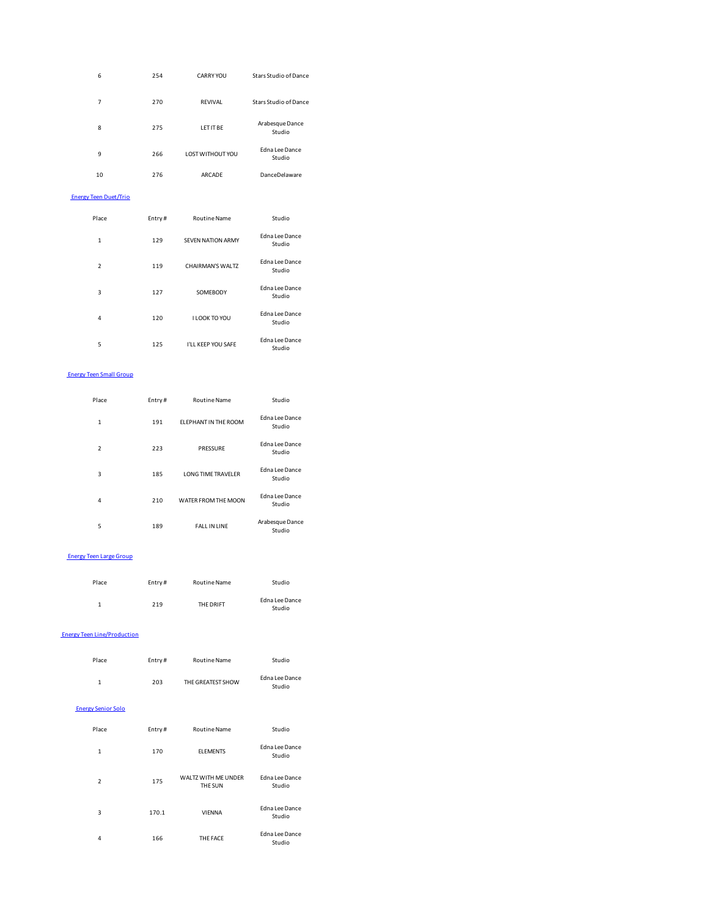| Place | Entry # | Routine Name | Studio |
|---|---|---|---|
| 6 | 254 | CARRY YOU | Stars Studio of Dance |
| 7 | 270 | REVIVAL | Stars Studio of Dance |
| 8 | 275 | LET IT BE | Arabesque Dance Studio |
| 9 | 266 | LOST WITHOUT YOU | Edna Lee Dance Studio |
| 10 | 276 | ARCADE | DanceDelaware |

Energy Teen Duet/Trio

| Place | Entry # | Routine Name | Studio |
|---|---|---|---|
| 1 | 129 | SEVEN NATION ARMY | Edna Lee Dance Studio |
| 2 | 119 | CHAIRMAN'S WALTZ | Edna Lee Dance Studio |
| 3 | 127 | SOMEBODY | Edna Lee Dance Studio |
| 4 | 120 | I LOOK TO YOU | Edna Lee Dance Studio |
| 5 | 125 | I'LL KEEP YOU SAFE | Edna Lee Dance Studio |

Energy Teen Small Group

| Place | Entry # | Routine Name | Studio |
|---|---|---|---|
| 1 | 191 | ELEPHANT IN THE ROOM | Edna Lee Dance Studio |
| 2 | 223 | PRESSURE | Edna Lee Dance Studio |
| 3 | 185 | LONG TIME TRAVELER | Edna Lee Dance Studio |
| 4 | 210 | WATER FROM THE MOON | Edna Lee Dance Studio |
| 5 | 189 | FALL IN LINE | Arabesque Dance Studio |

Energy Teen Large Group

| Place | Entry # | Routine Name | Studio |
|---|---|---|---|
| 1 | 219 | THE DRIFT | Edna Lee Dance Studio |

Energy Teen Line/Production

| Place | Entry # | Routine Name | Studio |
|---|---|---|---|
| 1 | 203 | THE GREATEST SHOW | Edna Lee Dance Studio |

Energy Senior Solo

| Place | Entry # | Routine Name | Studio |
|---|---|---|---|
| 1 | 170 | ELEMENTS | Edna Lee Dance Studio |
| 2 | 175 | WALTZ WITH ME UNDER THE SUN | Edna Lee Dance Studio |
| 3 | 170.1 | VIENNA | Edna Lee Dance Studio |
| 4 | 166 | THE FACE | Edna Lee Dance Studio |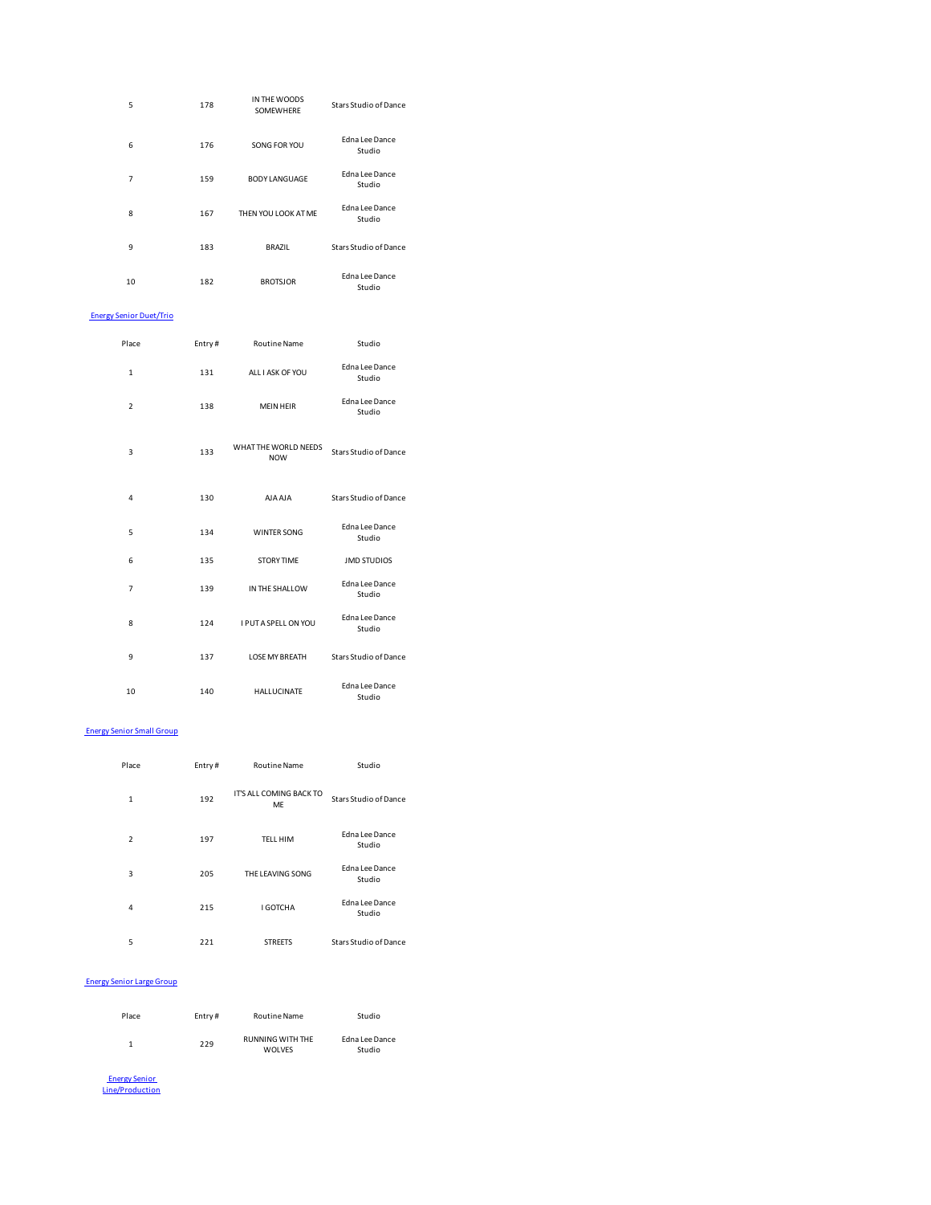| Place | Entry # | Routine Name | Studio |
|---|---|---|---|
| 5 | 178 | IN THE WOODS SOMEWHERE | Stars Studio of Dance |
| 6 | 176 | SONG FOR YOU | Edna Lee Dance Studio |
| 7 | 159 | BODY LANGUAGE | Edna Lee Dance Studio |
| 8 | 167 | THEN YOU LOOK AT ME | Edna Lee Dance Studio |
| 9 | 183 | BRAZIL | Stars Studio of Dance |
| 10 | 182 | BROTSJOR | Edna Lee Dance Studio |

[Energy Senior Duet/Trio]

| Place | Entry # | Routine Name | Studio |
|---|---|---|---|
| 1 | 131 | ALL I ASK OF YOU | Edna Lee Dance Studio |
| 2 | 138 | MEIN HEIR | Edna Lee Dance Studio |
| 3 | 133 | WHAT THE WORLD NEEDS NOW | Stars Studio of Dance |
| 4 | 130 | AJA AJA | Stars Studio of Dance |
| 5 | 134 | WINTER SONG | Edna Lee Dance Studio |
| 6 | 135 | STORY TIME | JMD STUDIOS |
| 7 | 139 | IN THE SHALLOW | Edna Lee Dance Studio |
| 8 | 124 | I PUT A SPELL ON YOU | Edna Lee Dance Studio |
| 9 | 137 | LOSE MY BREATH | Stars Studio of Dance |
| 10 | 140 | HALLUCINATE | Edna Lee Dance Studio |

[Energy Senior Small Group]

| Place | Entry # | Routine Name | Studio |
|---|---|---|---|
| 1 | 192 | IT'S ALL COMING BACK TO ME | Stars Studio of Dance |
| 2 | 197 | TELL HIM | Edna Lee Dance Studio |
| 3 | 205 | THE LEAVING SONG | Edna Lee Dance Studio |
| 4 | 215 | I GOTCHA | Edna Lee Dance Studio |
| 5 | 221 | STREETS | Stars Studio of Dance |

[Energy Senior Large Group]

| Place | Entry # | Routine Name | Studio |
|---|---|---|---|
| 1 | 229 | RUNNING WITH THE WOLVES | Edna Lee Dance Studio |

[Energy Senior Line/Production]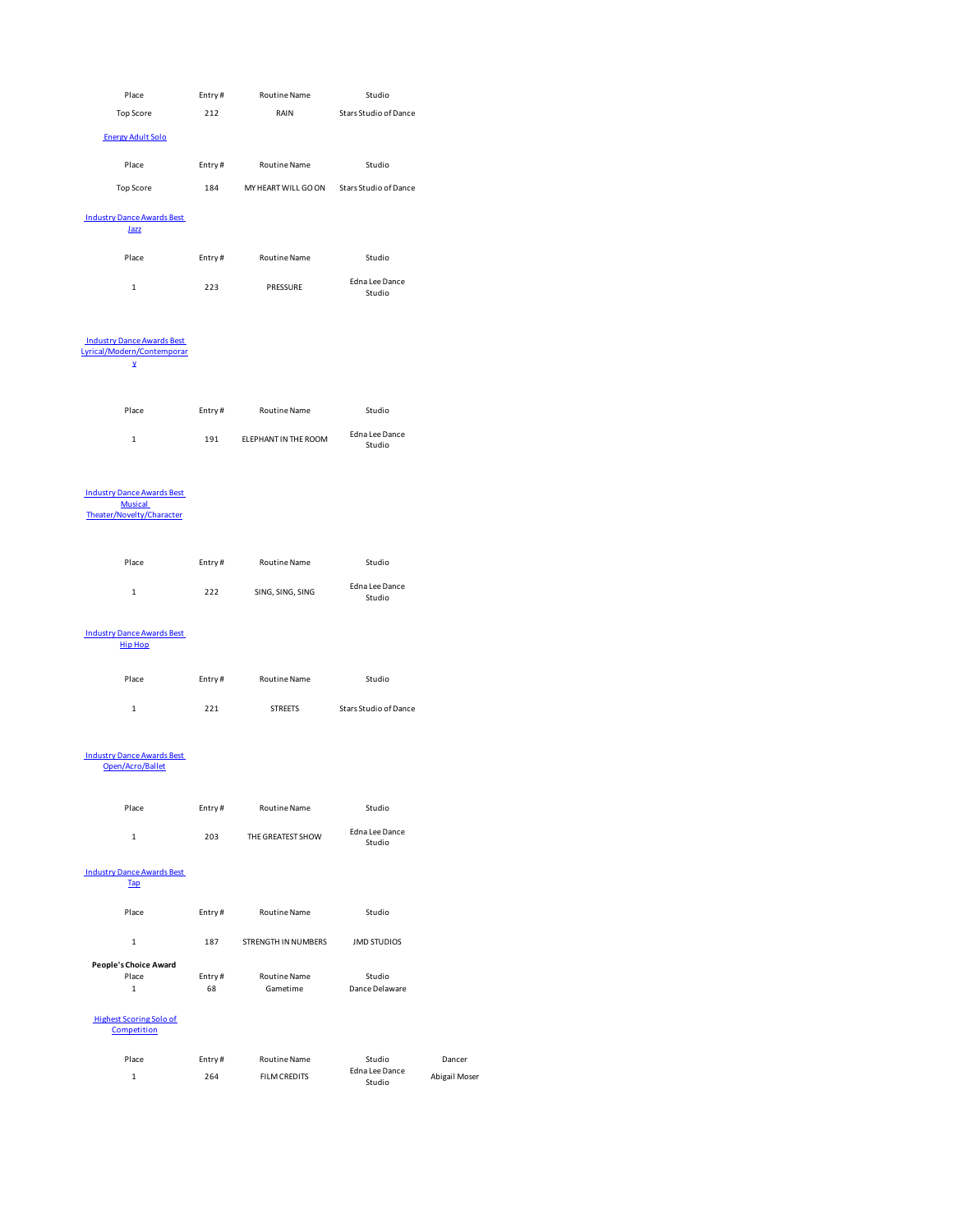| Place | Entry # | Routine Name | Studio |
| --- | --- | --- | --- |
| Top Score | 212 | RAIN | Stars Studio of Dance |

[Energy Adult Solo]

| Place | Entry # | Routine Name | Studio |
| --- | --- | --- | --- |
| Top Score | 184 | MY HEART WILL GO ON | Stars Studio of Dance |

[Industry Dance Awards Best Jazz]

| Place | Entry # | Routine Name | Studio |
| --- | --- | --- | --- |
| 1 | 223 | PRESSURE | Edna Lee Dance Studio |

[Industry Dance Awards Best Lyrical/Modern/Contemporary]

| Place | Entry # | Routine Name | Studio |
| --- | --- | --- | --- |
| 1 | 191 | ELEPHANT IN THE ROOM | Edna Lee Dance Studio |

[Industry Dance Awards Best Musical Theater/Novelty/Character]

| Place | Entry # | Routine Name | Studio |
| --- | --- | --- | --- |
| 1 | 222 | SING, SING, SING | Edna Lee Dance Studio |

[Industry Dance Awards Best Hip Hop]

| Place | Entry # | Routine Name | Studio |
| --- | --- | --- | --- |
| 1 | 221 | STREETS | Stars Studio of Dance |

[Industry Dance Awards Best Open/Acro/Ballet]

| Place | Entry # | Routine Name | Studio |
| --- | --- | --- | --- |
| 1 | 203 | THE GREATEST SHOW | Edna Lee Dance Studio |

[Industry Dance Awards Best Tap]

| Place | Entry # | Routine Name | Studio |
| --- | --- | --- | --- |
| 1 | 187 | STRENGTH IN NUMBERS | JMD STUDIOS |

**People's Choice Award**

| Place | Entry # | Routine Name | Studio |
| --- | --- | --- | --- |
| 1 | 68 | Gametime | Dance Delaware |

[Highest Scoring Solo of Competition]

| Place | Entry # | Routine Name | Studio | Dancer |
| --- | --- | --- | --- | --- |
| 1 | 264 | FILM CREDITS | Edna Lee Dance Studio | Abigail Moser |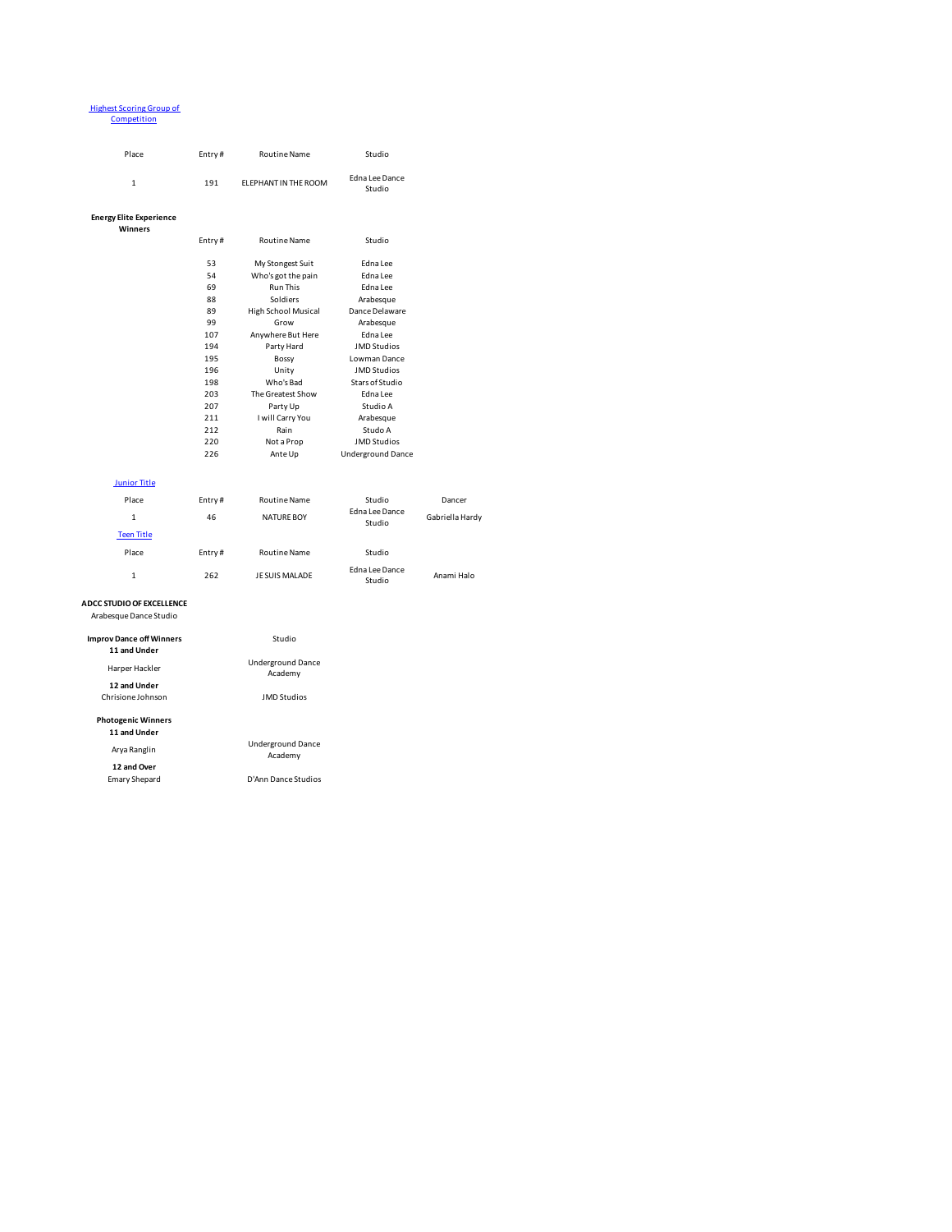Highest Scoring Group of Competition

| Place | Entry # | Routine Name | Studio |
|---|---|---|---|
| 1 | 191 | ELEPHANT IN THE ROOM | Edna Lee Dance Studio |

**Energy Elite Experience Winners**

| Entry # | Routine Name | Studio |
|---|---|---|
| 53 | My Stongest Suit | Edna Lee |
| 54 | Who's got the pain | Edna Lee |
| 69 | Run This | Edna Lee |
| 88 | Soldiers | Arabesque |
| 89 | High School Musical | Dance Delaware |
| 99 | Grow | Arabesque |
| 107 | Anywhere But Here | Edna Lee |
| 194 | Party Hard | JMD Studios |
| 195 | Bossy | Lowman Dance |
| 196 | Unity | JMD Studios |
| 198 | Who's Bad | Stars of Studio |
| 203 | The Greatest Show | Edna Lee |
| 207 | Party Up | Studio A |
| 211 | I will Carry You | Arabesque |
| 212 | Rain | Studo A |
| 220 | Not a Prop | JMD Studios |
| 226 | Ante Up | Underground Dance |

Junior Title

| Place | Entry # | Routine Name | Studio | Dancer |
|---|---|---|---|---|
| 1 | 46 | NATURE BOY | Edna Lee Dance Studio | Gabriella Hardy |

Teen Title

| Place | Entry # | Routine Name | Studio | |
|---|---|---|---|---|
| 1 | 262 | JE SUIS MALADE | Edna Lee Dance Studio | Anami Halo |

**ADCC STUDIO OF EXCELLENCE**

Arabesque Dance Studio

| **Improv Dance off Winners** | Studio |
|---|---|
| **11 and Under** | |
| Harper Hackler | Underground Dance Academy |
| **12 and Under** | |
| Chrisione Johnson | JMD Studios |

| **Photogenic Winners** | |
|---|---|
| **11 and Under** | |
| Arya Ranglin | Underground Dance Academy |
| **12 and Over** | |
| Emary Shepard | D'Ann Dance Studios |